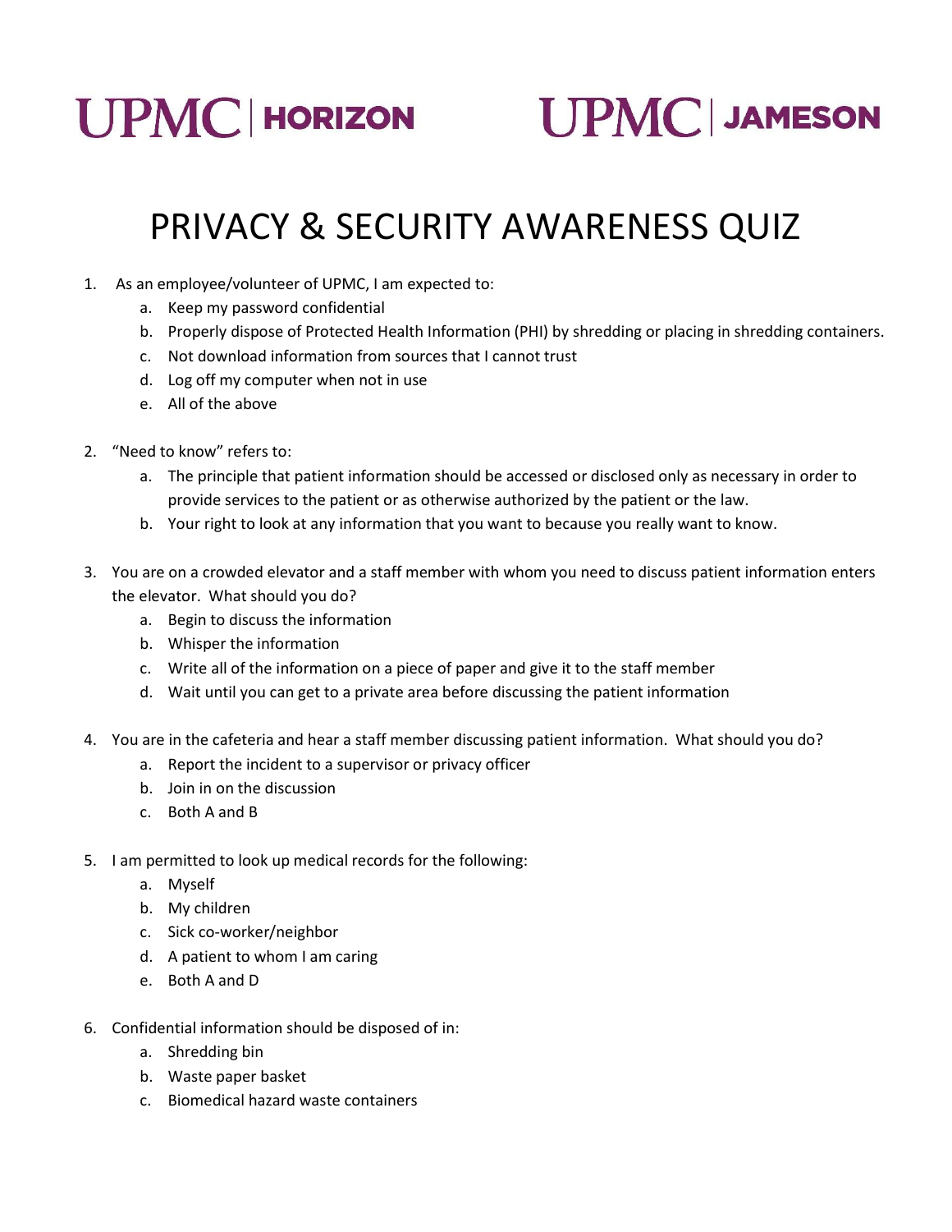UPMC | HORIZON UPMC | JAMESON

# PRIVACY & SECURITY AWARENESS QUIZ

1. As an employee/volunteer of UPMC, I am expected to:
   a. Keep my password confidential
   b. Properly dispose of Protected Health Information (PHI) by shredding or placing in shredding containers.
   c. Not download information from sources that I cannot trust
   d. Log off my computer when not in use
   e. All of the above

2. "Need to know" refers to:
   a. The principle that patient information should be accessed or disclosed only as necessary in order to provide services to the patient or as otherwise authorized by the patient or the law.
   b. Your right to look at any information that you want to because you really want to know.

3. You are on a crowded elevator and a staff member with whom you need to discuss patient information enters the elevator. What should you do?
   a. Begin to discuss the information
   b. Whisper the information
   c. Write all of the information on a piece of paper and give it to the staff member
   d. Wait until you can get to a private area before discussing the patient information

4. You are in the cafeteria and hear a staff member discussing patient information. What should you do?
   a. Report the incident to a supervisor or privacy officer
   b. Join in on the discussion
   c. Both A and B

5. I am permitted to look up medical records for the following:
   a. Myself
   b. My children
   c. Sick co-worker/neighbor
   d. A patient to whom I am caring
   e. Both A and D

6. Confidential information should be disposed of in:
   a. Shredding bin
   b. Waste paper basket
   c. Biomedical hazard waste containers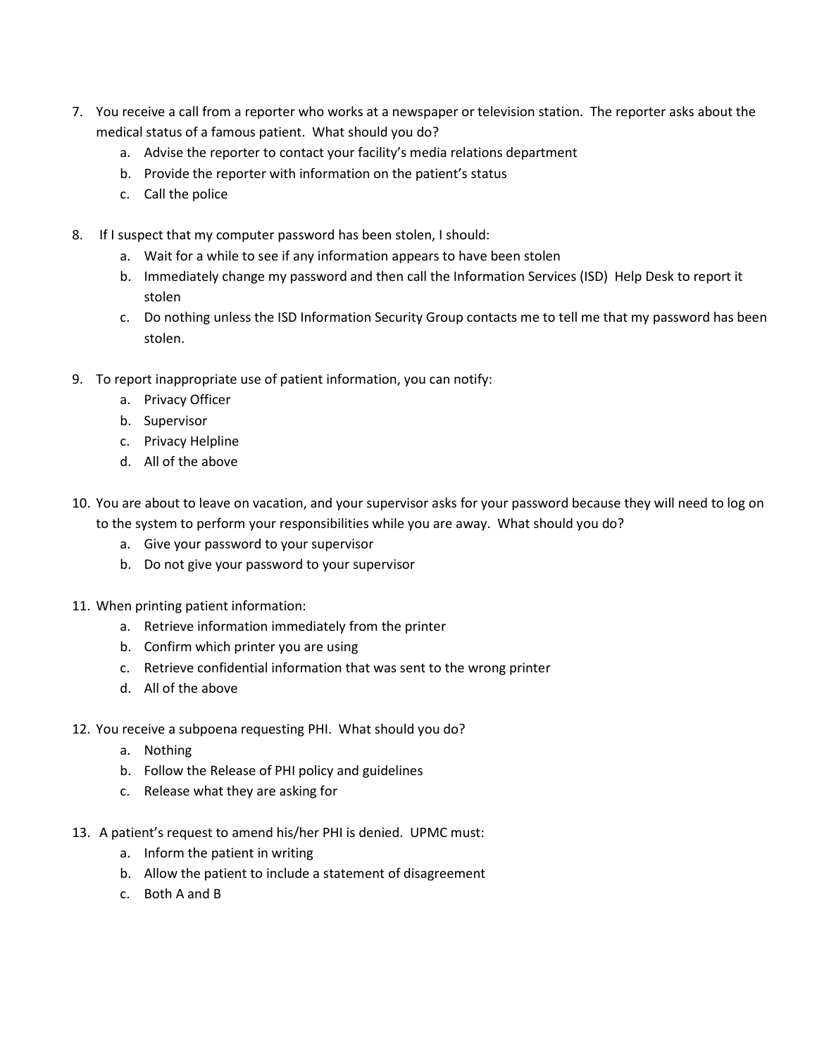7. You receive a call from a reporter who works at a newspaper or television station. The reporter asks about the medical status of a famous patient. What should you do?
    a. Advise the reporter to contact your facility's media relations department
    b. Provide the reporter with information on the patient's status
    c. Call the police

8. If I suspect that my computer password has been stolen, I should:
    a. Wait for a while to see if any information appears to have been stolen
    b. Immediately change my password and then call the Information Services (ISD) Help Desk to report it stolen
    c. Do nothing unless the ISD Information Security Group contacts me to tell me that my password has been stolen.

9. To report inappropriate use of patient information, you can notify:
    a. Privacy Officer
    b. Supervisor
    c. Privacy Helpline
    d. All of the above

10. You are about to leave on vacation, and your supervisor asks for your password because they will need to log on to the system to perform your responsibilities while you are away. What should you do?
    a. Give your password to your supervisor
    b. Do not give your password to your supervisor

11. When printing patient information:
    a. Retrieve information immediately from the printer
    b. Confirm which printer you are using
    c. Retrieve confidential information that was sent to the wrong printer
    d. All of the above

12. You receive a subpoena requesting PHI. What should you do?
    a. Nothing
    b. Follow the Release of PHI policy and guidelines
    c. Release what they are asking for

13. A patient's request to amend his/her PHI is denied. UPMC must:
    a. Inform the patient in writing
    b. Allow the patient to include a statement of disagreement
    c. Both A and B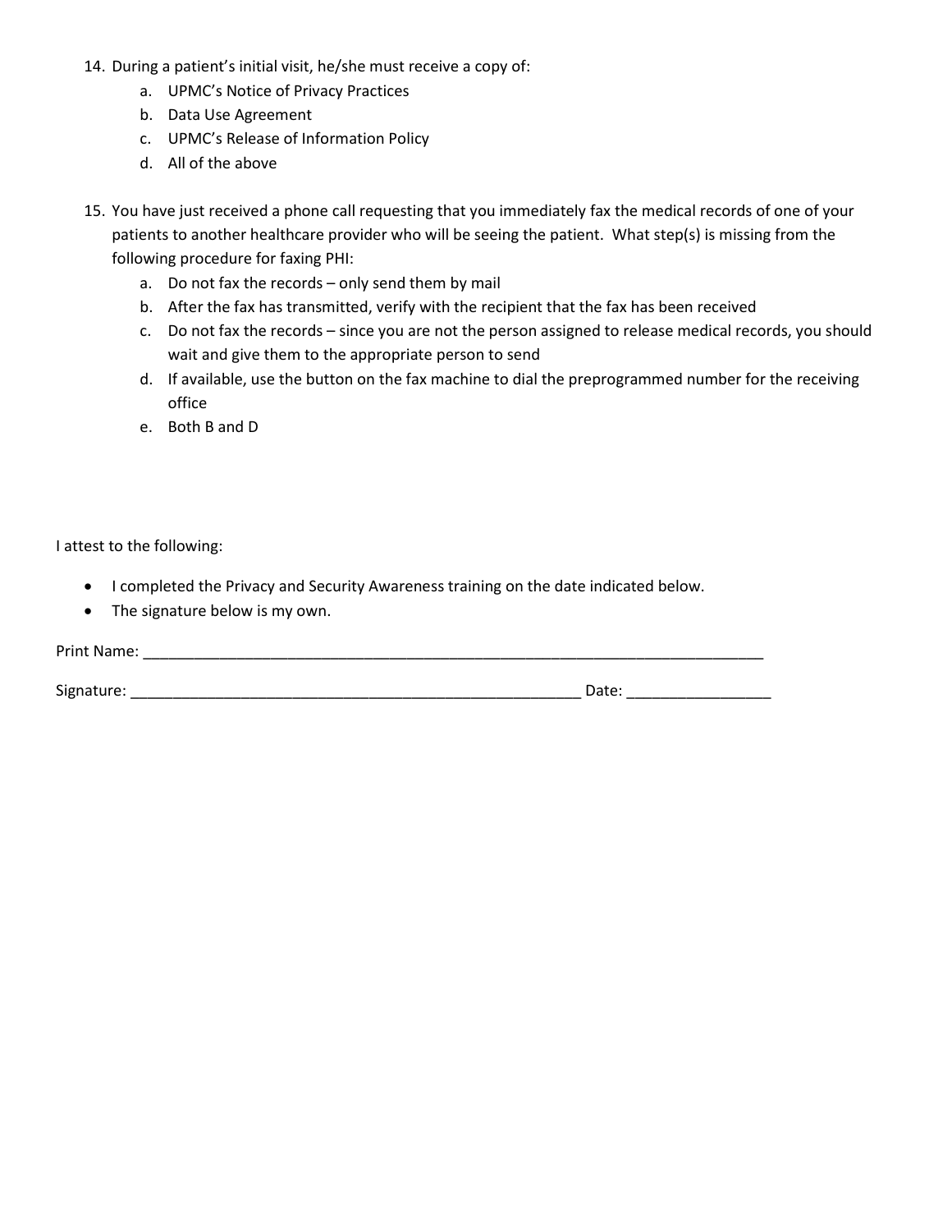14. During a patient's initial visit, he/she must receive a copy of:
    a. UPMC's Notice of Privacy Practices
    b. Data Use Agreement
    c. UPMC's Release of Information Policy
    d. All of the above

15. You have just received a phone call requesting that you immediately fax the medical records of one of your patients to another healthcare provider who will be seeing the patient. What step(s) is missing from the following procedure for faxing PHI:
    a. Do not fax the records – only send them by mail
    b. After the fax has transmitted, verify with the recipient that the fax has been received
    c. Do not fax the records – since you are not the person assigned to release medical records, you should wait and give them to the appropriate person to send
    d. If available, use the button on the fax machine to dial the preprogrammed number for the receiving office
    e. Both B and D

I attest to the following:

- I completed the Privacy and Security Awareness training on the date indicated below.
- The signature below is my own.

Print Name: ___________________________________________________________________________

Signature: _____________________________________________________ Date: _________________